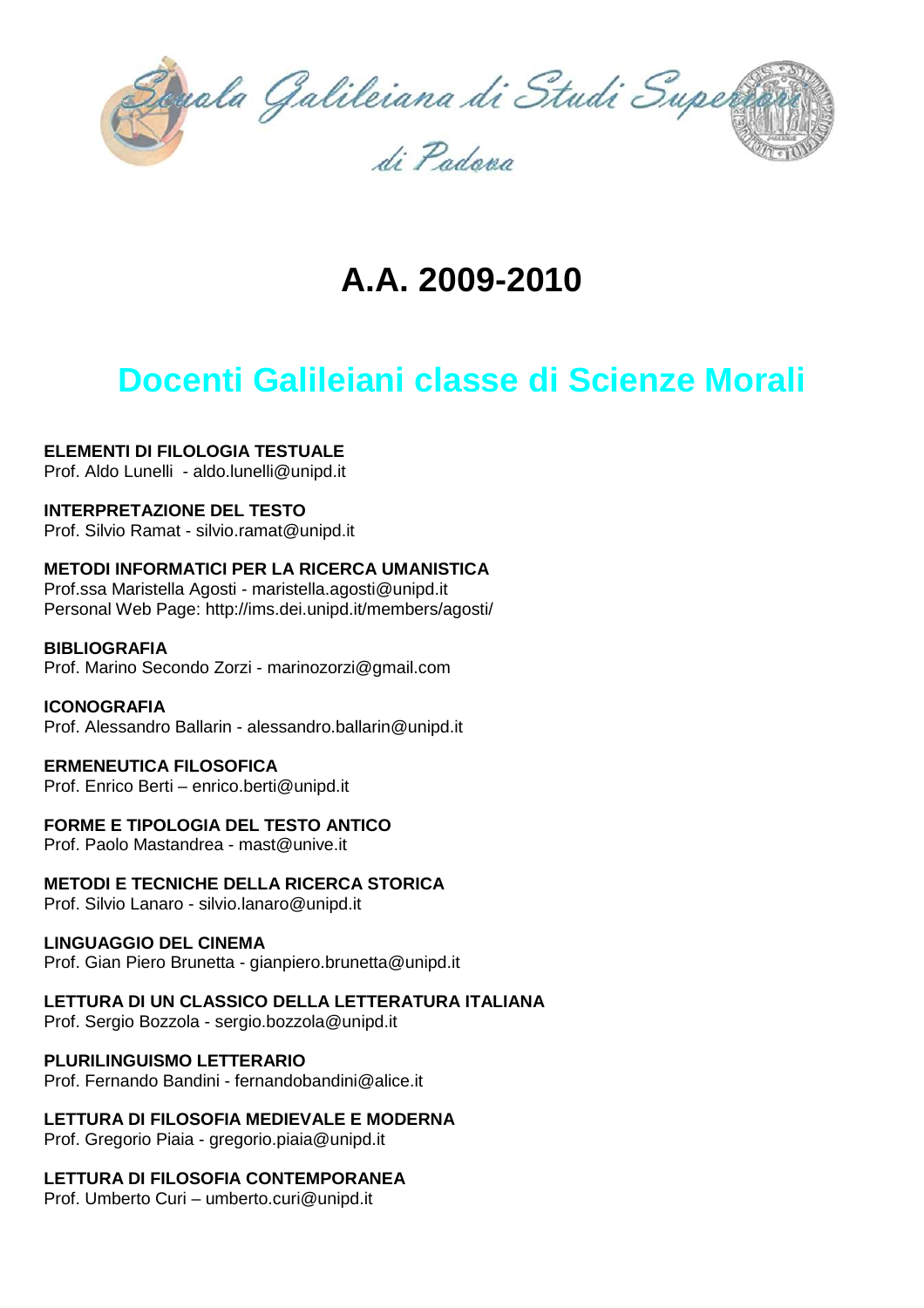Scuola Galileiana di Studi Superiori di Padova

# A.A. 2009-2010

## Docenti Galileiani classe di Scienze Morali

**ELEMENTI DI FILOLOGIA TESTUALE**
Prof. Aldo Lunelli - aldo.lunelli@unipd.it

**INTERPRETAZIONE DEL TESTO**
Prof. Silvio Ramat - silvio.ramat@unipd.it

**METODI INFORMATICI PER LA RICERCA UMANISTICA**
Prof.ssa Maristella Agosti - maristella.agosti@unipd.it
Personal Web Page: http://ims.dei.unipd.it/members/agosti/

**BIBLIOGRAFIA**
Prof. Marino Secondo Zorzi - marinozorzi@gmail.com

**ICONOGRAFIA**
Prof. Alessandro Ballarin - alessandro.ballarin@unipd.it

**ERMENEUTICA FILOSOFICA**
Prof. Enrico Berti – enrico.berti@unipd.it

**FORME E TIPOLOGIA DEL TESTO ANTICO**
Prof. Paolo Mastandrea - mast@unive.it

**METODI E TECNICHE DELLA RICERCA STORICA**
Prof. Silvio Lanaro - silvio.lanaro@unipd.it

**LINGUAGGIO DEL CINEMA**
Prof. Gian Piero Brunetta - gianpiero.brunetta@unipd.it

**LETTURA DI UN CLASSICO DELLA LETTERATURA ITALIANA**
Prof. Sergio Bozzola - sergio.bozzola@unipd.it

**PLURILINGUISMO LETTERARIO**
Prof. Fernando Bandini - fernandobandini@alice.it

**LETTURA DI FILOSOFIA MEDIEVALE E MODERNA**
Prof. Gregorio Piaia - gregorio.piaia@unipd.it

**LETTURA DI FILOSOFIA CONTEMPORANEA**
Prof. Umberto Curi – umberto.curi@unipd.it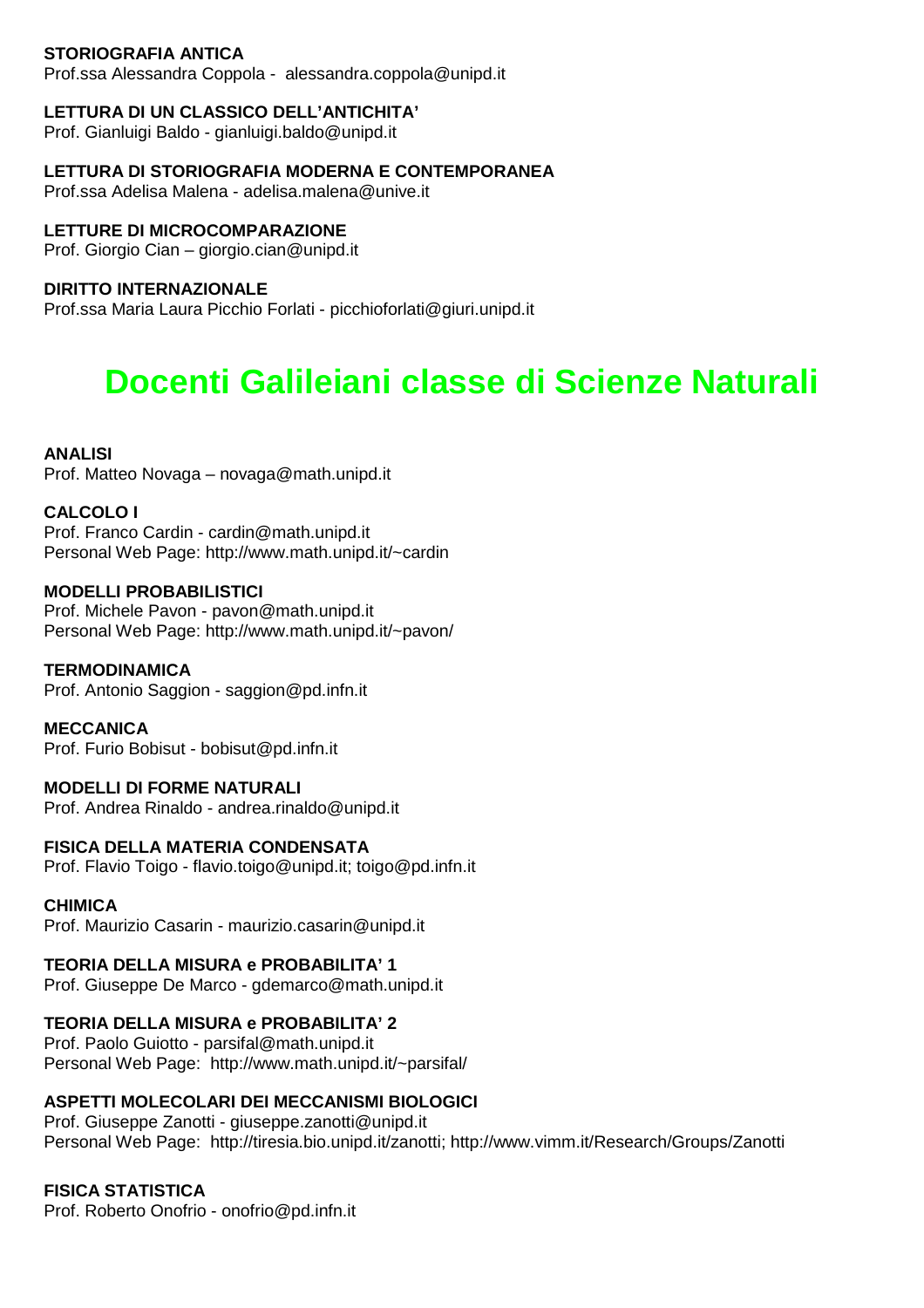**STORIOGRAFIA ANTICA**
Prof.ssa Alessandra Coppola - alessandra.coppola@unipd.it

**LETTURA DI UN CLASSICO DELL'ANTICHITA'**
Prof. Gianluigi Baldo - gianluigi.baldo@unipd.it

**LETTURA DI STORIOGRAFIA MODERNA E CONTEMPORANEA**
Prof.ssa Adelisa Malena - adelisa.malena@unive.it

**LETTURE DI MICROCOMPARAZIONE**
Prof. Giorgio Cian – giorgio.cian@unipd.it

**DIRITTO INTERNAZIONALE**
Prof.ssa Maria Laura Picchio Forlati - picchioforlati@giuri.unipd.it

# Docenti Galileiani classe di Scienze Naturali

**ANALISI**
Prof. Matteo Novaga – novaga@math.unipd.it

**CALCOLO I**
Prof. Franco Cardin - cardin@math.unipd.it
Personal Web Page: http://www.math.unipd.it/~cardin

**MODELLI PROBABILISTICI**
Prof. Michele Pavon - pavon@math.unipd.it
Personal Web Page: http://www.math.unipd.it/~pavon/

**TERMODINAMICA**
Prof. Antonio Saggion - saggion@pd.infn.it

**MECCANICA**
Prof. Furio Bobisut - bobisut@pd.infn.it

**MODELLI DI FORME NATURALI**
Prof. Andrea Rinaldo - andrea.rinaldo@unipd.it

**FISICA DELLA MATERIA CONDENSATA**
Prof. Flavio Toigo - flavio.toigo@unipd.it; toigo@pd.infn.it

**CHIMICA**
Prof. Maurizio Casarin - maurizio.casarin@unipd.it

**TEORIA DELLA MISURA e PROBABILITA' 1**
Prof. Giuseppe De Marco - gdemarco@math.unipd.it

**TEORIA DELLA MISURA e PROBABILITA' 2**
Prof. Paolo Guiotto - parsifal@math.unipd.it
Personal Web Page: http://www.math.unipd.it/~parsifal/

**ASPETTI MOLECOLARI DEI MECCANISMI BIOLOGICI**
Prof. Giuseppe Zanotti - giuseppe.zanotti@unipd.it
Personal Web Page: http://tiresia.bio.unipd.it/zanotti; http://www.vimm.it/Research/Groups/Zanotti

**FISICA STATISTICA**
Prof. Roberto Onofrio - onofrio@pd.infn.it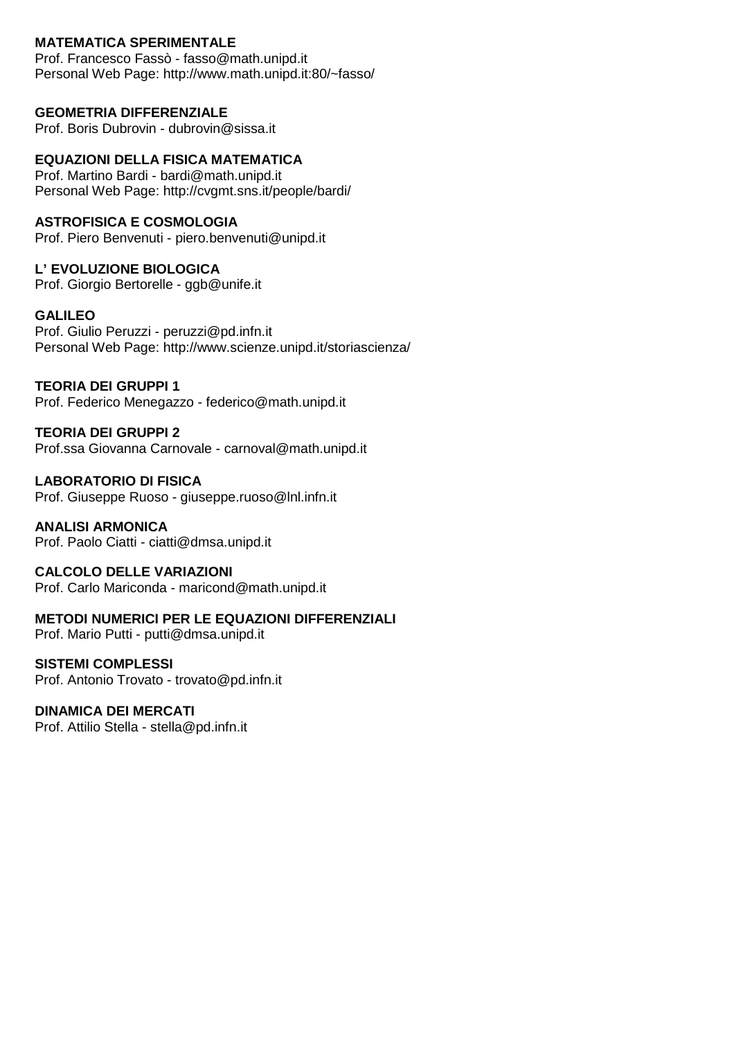**MATEMATICA SPERIMENTALE**
Prof. Francesco Fassò - fasso@math.unipd.it
Personal Web Page: http://www.math.unipd.it:80/~fasso/

**GEOMETRIA DIFFERENZIALE**
Prof. Boris Dubrovin - dubrovin@sissa.it

**EQUAZIONI DELLA FISICA MATEMATICA**
Prof. Martino Bardi - bardi@math.unipd.it
Personal Web Page: http://cvgmt.sns.it/people/bardi/

**ASTROFISICA E COSMOLOGIA**
Prof. Piero Benvenuti - piero.benvenuti@unipd.it

**L' EVOLUZIONE BIOLOGICA**
Prof. Giorgio Bertorelle - ggb@unife.it

**GALILEO**
Prof. Giulio Peruzzi - peruzzi@pd.infn.it
Personal Web Page: http://www.scienze.unipd.it/storiascienza/

**TEORIA DEI GRUPPI 1**
Prof. Federico Menegazzo - federico@math.unipd.it

**TEORIA DEI GRUPPI 2**
Prof.ssa Giovanna Carnovale - carnoval@math.unipd.it

**LABORATORIO DI FISICA**
Prof. Giuseppe Ruoso - giuseppe.ruoso@lnl.infn.it

**ANALISI ARMONICA**
Prof. Paolo Ciatti - ciatti@dmsa.unipd.it

**CALCOLO DELLE VARIAZIONI**
Prof. Carlo Mariconda - maricond@math.unipd.it

**METODI NUMERICI PER LE EQUAZIONI DIFFERENZIALI**
Prof. Mario Putti - putti@dmsa.unipd.it

**SISTEMI COMPLESSI**
Prof. Antonio Trovato - trovato@pd.infn.it

**DINAMICA DEI MERCATI**
Prof. Attilio Stella - stella@pd.infn.it